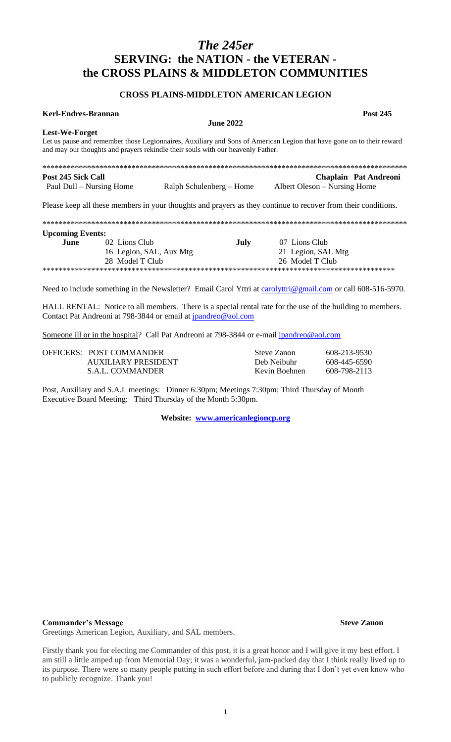# *The 245er*

# SERVING: the NATION - the VETERAN - the CROSS PLAINS & MIDDLETON COMMUNITIES

## CROSS PLAINS-MIDDLETON AMERICAN LEGION

**Kerl-Endres-Brannan** **Post 245**

**June 2022**

**Lest-We-Forget**

Let us pause and remember those Legionnaires, Auxiliary and Sons of American Legion that have gone on to their reward and may our thoughts and prayers rekindle their souls with our heavenly Father.

******************************************************************************************

**Post 245 Sick Call** **Chaplain Pat Andreoni**

Paul Dull – Nursing Home    Ralph Schulenberg – Home    Albert Oleson – Nursing Home

Please keep all these members in your thoughts and prayers as they continue to recover from their conditions.

******************************************************************************************

**Upcoming Events:**

| | | | |
|---|---|---|---|
| **June** | 02 Lions Club | **July** | 07 Lions Club |
| | 16 Legion, SAL, Aux Mtg | | 21 Legion, SAL Mtg |
| | 28 Model T Club | | 26 Model T Club |

******************************************************************************************

Need to include something in the Newsletter? Email Carol Yttri at carolyttri@gmail.com or call 608-516-5970.

HALL RENTAL: Notice to all members. There is a special rental rate for the use of the building to members. Contact Pat Andreoni at 798-3844 or email at jpandreo@aol.com

Someone ill or in the hospital? Call Pat Andreoni at 798-3844 or e-mail jpandreo@aol.com

| | | | |
|---|---|---|---|
| OFFICERS: | POST COMMANDER | Steve Zanon | 608-213-9530 |
| | AUXILIARY PRESIDENT | Deb Neibuhr | 608-445-6590 |
| | S.A.L. COMMANDER | Kevin Boehnen | 608-798-2113 |

Post, Auxiliary and S.A.L meetings: Dinner 6:30pm; Meetings 7:30pm; Third Thursday of Month
Executive Board Meeting: Third Thursday of the Month 5:30pm.

**Website: www.americanlegioncp.org**

**Commander's Message** **Steve Zanon**

Greetings American Legion, Auxiliary, and SAL members.

Firstly thank you for electing me Commander of this post, it is a great honor and I will give it my best effort. I am still a little amped up from Memorial Day; it was a wonderful, jam-packed day that I think really lived up to its purpose. There were so many people putting in such effort before and during that I don't yet even know who to publicly recognize. Thank you!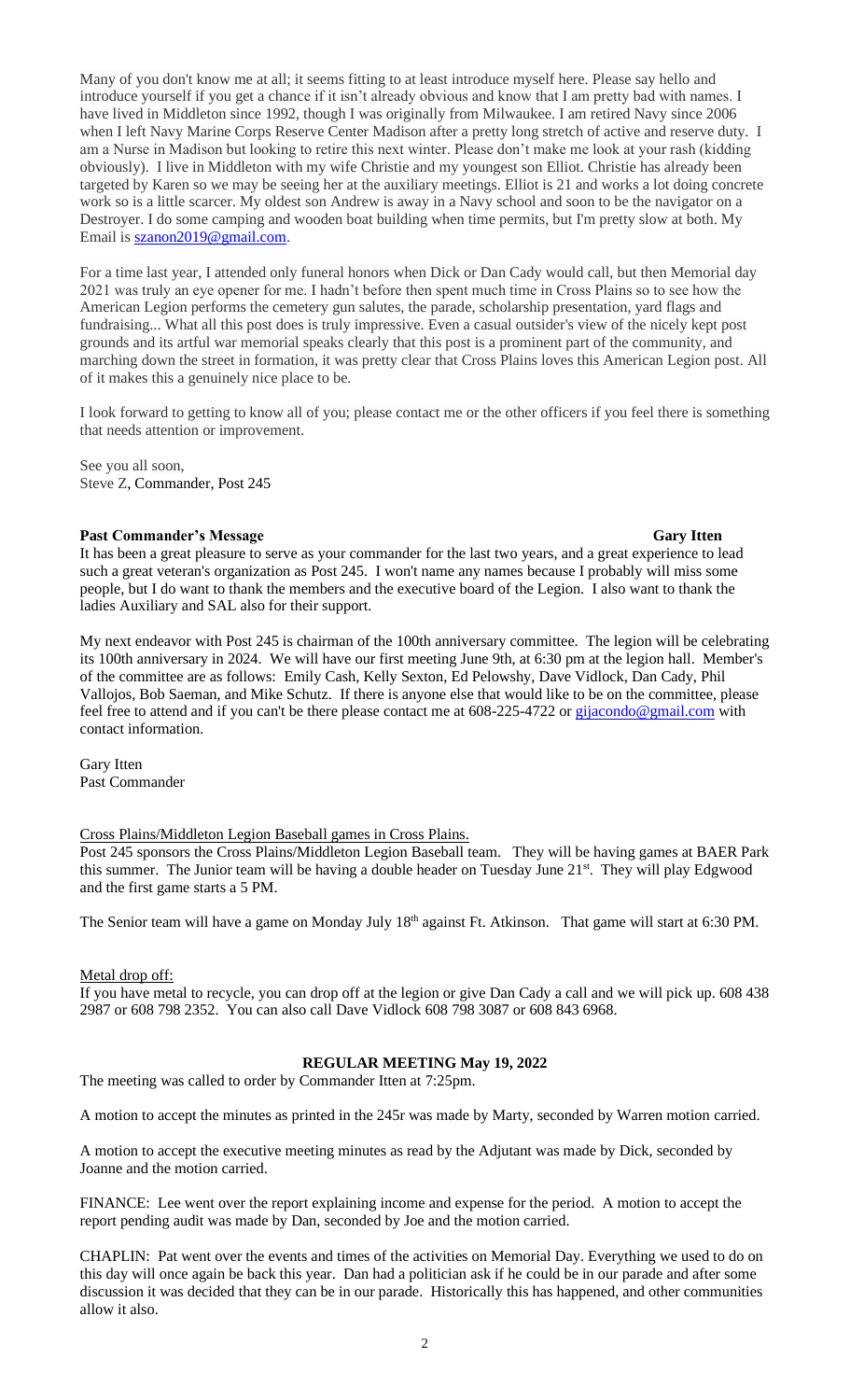Many of you don't know me at all; it seems fitting to at least introduce myself here. Please say hello and introduce yourself if you get a chance if it isn't already obvious and know that I am pretty bad with names. I have lived in Middleton since 1992, though I was originally from Milwaukee. I am retired Navy since 2006 when I left Navy Marine Corps Reserve Center Madison after a pretty long stretch of active and reserve duty. I am a Nurse in Madison but looking to retire this next winter. Please don't make me look at your rash (kidding obviously). I live in Middleton with my wife Christie and my youngest son Elliot. Christie has already been targeted by Karen so we may be seeing her at the auxiliary meetings. Elliot is 21 and works a lot doing concrete work so is a little scarcer. My oldest son Andrew is away in a Navy school and soon to be the navigator on a Destroyer. I do some camping and wooden boat building when time permits, but I'm pretty slow at both. My Email is szanon2019@gmail.com.

For a time last year, I attended only funeral honors when Dick or Dan Cady would call, but then Memorial day 2021 was truly an eye opener for me. I hadn't before then spent much time in Cross Plains so to see how the American Legion performs the cemetery gun salutes, the parade, scholarship presentation, yard flags and fundraising... What all this post does is truly impressive. Even a casual outsider's view of the nicely kept post grounds and its artful war memorial speaks clearly that this post is a prominent part of the community, and marching down the street in formation, it was pretty clear that Cross Plains loves this American Legion post. All of it makes this a genuinely nice place to be.

I look forward to getting to know all of you; please contact me or the other officers if you feel there is something that needs attention or improvement.

See you all soon,
Steve Z, Commander, Post 245

**Past Commander's Message** **Gary Itten**

It has been a great pleasure to serve as your commander for the last two years, and a great experience to lead such a great veteran's organization as Post 245. I won't name any names because I probably will miss some people, but I do want to thank the members and the executive board of the Legion. I also want to thank the ladies Auxiliary and SAL also for their support.

My next endeavor with Post 245 is chairman of the 100th anniversary committee. The legion will be celebrating its 100th anniversary in 2024. We will have our first meeting June 9th, at 6:30 pm at the legion hall. Member's of the committee are as follows: Emily Cash, Kelly Sexton, Ed Pelowshy, Dave Vidlock, Dan Cady, Phil Vallojos, Bob Saeman, and Mike Schutz. If there is anyone else that would like to be on the committee, please feel free to attend and if you can't be there please contact me at 608-225-4722 or gijacondo@gmail.com with contact information.

Gary Itten
Past Commander

Cross Plains/Middleton Legion Baseball games in Cross Plains.

Post 245 sponsors the Cross Plains/Middleton Legion Baseball team. They will be having games at BAER Park this summer. The Junior team will be having a double header on Tuesday June 21st. They will play Edgwood and the first game starts a 5 PM.

The Senior team will have a game on Monday July 18th against Ft. Atkinson. That game will start at 6:30 PM.

Metal drop off:

If you have metal to recycle, you can drop off at the legion or give Dan Cady a call and we will pick up. 608 438 2987 or 608 798 2352. You can also call Dave Vidlock 608 798 3087 or 608 843 6968.

## REGULAR MEETING May 19, 2022

The meeting was called to order by Commander Itten at 7:25pm.

A motion to accept the minutes as printed in the 245r was made by Marty, seconded by Warren motion carried.

A motion to accept the executive meeting minutes as read by the Adjutant was made by Dick, seconded by Joanne and the motion carried.

FINANCE: Lee went over the report explaining income and expense for the period. A motion to accept the report pending audit was made by Dan, seconded by Joe and the motion carried.

CHAPLIN: Pat went over the events and times of the activities on Memorial Day. Everything we used to do on this day will once again be back this year. Dan had a politician ask if he could be in our parade and after some discussion it was decided that they can be in our parade. Historically this has happened, and other communities allow it also.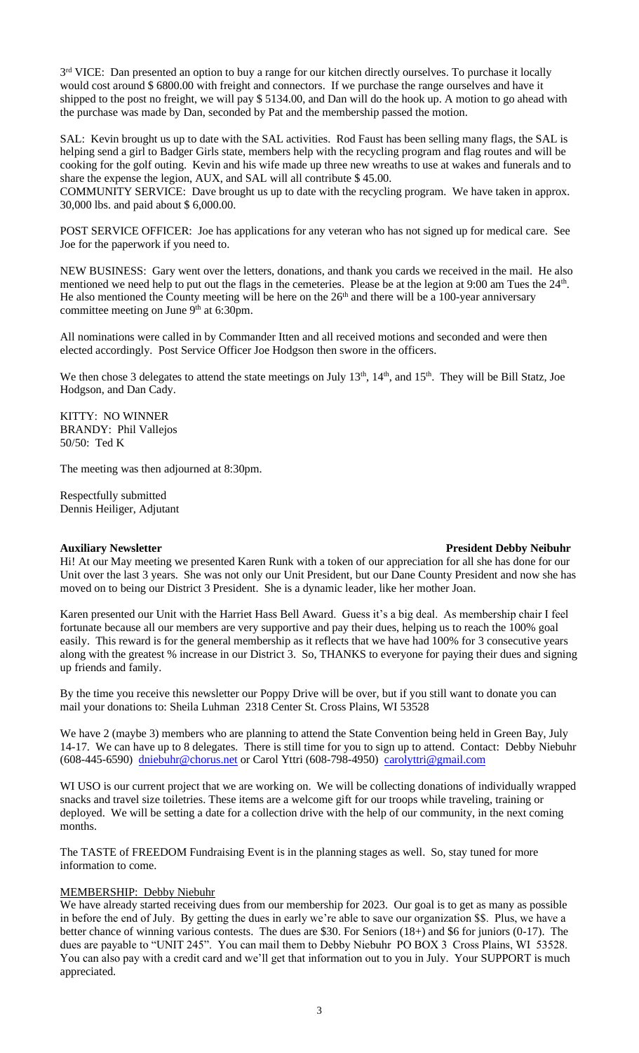3rd VICE: Dan presented an option to buy a range for our kitchen directly ourselves. To purchase it locally would cost around $ 6800.00 with freight and connectors. If we purchase the range ourselves and have it shipped to the post no freight, we will pay $ 5134.00, and Dan will do the hook up. A motion to go ahead with the purchase was made by Dan, seconded by Pat and the membership passed the motion.

SAL: Kevin brought us up to date with the SAL activities. Rod Faust has been selling many flags, the SAL is helping send a girl to Badger Girls state, members help with the recycling program and flag routes and will be cooking for the golf outing. Kevin and his wife made up three new wreaths to use at wakes and funerals and to share the expense the legion, AUX, and SAL will all contribute $ 45.00.

COMMUNITY SERVICE: Dave brought us up to date with the recycling program. We have taken in approx. 30,000 lbs. and paid about $ 6,000.00.

POST SERVICE OFFICER: Joe has applications for any veteran who has not signed up for medical care. See Joe for the paperwork if you need to.

NEW BUSINESS: Gary went over the letters, donations, and thank you cards we received in the mail. He also mentioned we need help to put out the flags in the cemeteries. Please be at the legion at 9:00 am Tues the 24th. He also mentioned the County meeting will be here on the 26th and there will be a 100-year anniversary committee meeting on June 9th at 6:30pm.

All nominations were called in by Commander Itten and all received motions and seconded and were then elected accordingly. Post Service Officer Joe Hodgson then swore in the officers.

We then chose 3 delegates to attend the state meetings on July 13th, 14th, and 15th. They will be Bill Statz, Joe Hodgson, and Dan Cady.

KITTY: NO WINNER
BRANDY: Phil Vallejos
50/50: Ted K

The meeting was then adjourned at 8:30pm.

Respectfully submitted
Dennis Heiliger, Adjutant

**Auxiliary Newsletter** **President Debby Neibuhr**

Hi! At our May meeting we presented Karen Runk with a token of our appreciation for all she has done for our Unit over the last 3 years. She was not only our Unit President, but our Dane County President and now she has moved on to being our District 3 President. She is a dynamic leader, like her mother Joan.

Karen presented our Unit with the Harriet Hass Bell Award. Guess it's a big deal. As membership chair I feel fortunate because all our members are very supportive and pay their dues, helping us to reach the 100% goal easily. This reward is for the general membership as it reflects that we have had 100% for 3 consecutive years along with the greatest % increase in our District 3. So, THANKS to everyone for paying their dues and signing up friends and family.

By the time you receive this newsletter our Poppy Drive will be over, but if you still want to donate you can mail your donations to: Sheila Luhman 2318 Center St. Cross Plains, WI 53528

We have 2 (maybe 3) members who are planning to attend the State Convention being held in Green Bay, July 14-17. We can have up to 8 delegates. There is still time for you to sign up to attend. Contact: Debby Niebuhr (608-445-6590) dniebuhr@chorus.net or Carol Yttri (608-798-4950) carolyttri@gmail.com

WI USO is our current project that we are working on. We will be collecting donations of individually wrapped snacks and travel size toiletries. These items are a welcome gift for our troops while traveling, training or deployed. We will be setting a date for a collection drive with the help of our community, in the next coming months.

The TASTE of FREEDOM Fundraising Event is in the planning stages as well. So, stay tuned for more information to come.

MEMBERSHIP: Debby Niebuhr

We have already started receiving dues from our membership for 2023. Our goal is to get as many as possible in before the end of July. By getting the dues in early we're able to save our organization $$. Plus, we have a better chance of winning various contests. The dues are $30. For Seniors (18+) and $6 for juniors (0-17). The dues are payable to "UNIT 245". You can mail them to Debby Niebuhr PO BOX 3 Cross Plains, WI 53528. You can also pay with a credit card and we'll get that information out to you in July. Your SUPPORT is much appreciated.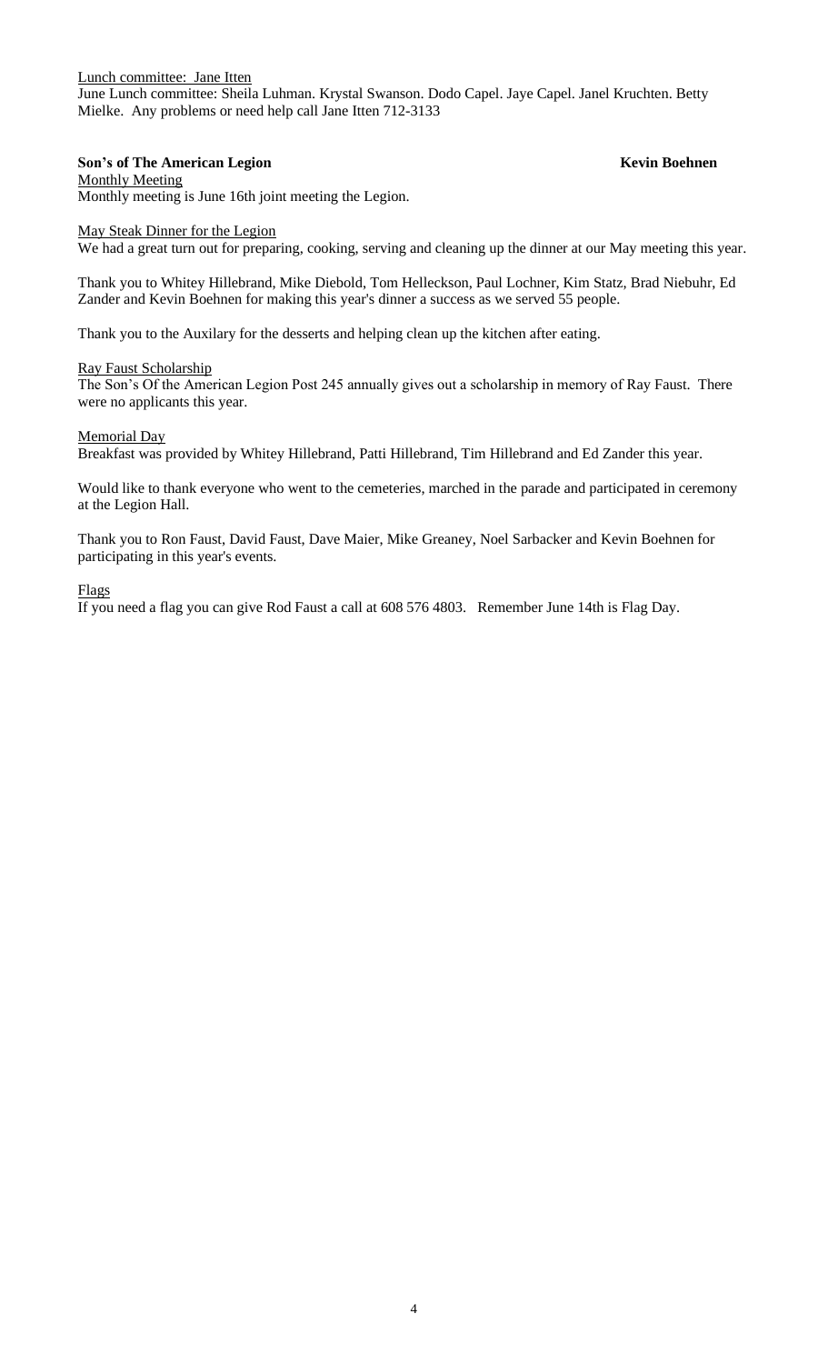Lunch committee: Jane Itten

June Lunch committee: Sheila Luhman. Krystal Swanson. Dodo Capel. Jaye Capel. Janel Kruchten. Betty Mielke. Any problems or need help call Jane Itten 712-3133

**Son's of The American Legion** **Kevin Boehnen**

Monthly Meeting

Monthly meeting is June 16th joint meeting the Legion.

May Steak Dinner for the Legion

We had a great turn out for preparing, cooking, serving and cleaning up the dinner at our May meeting this year.

Thank you to Whitey Hillebrand, Mike Diebold, Tom Helleckson, Paul Lochner, Kim Statz, Brad Niebuhr, Ed Zander and Kevin Boehnen for making this year's dinner a success as we served 55 people.

Thank you to the Auxilary for the desserts and helping clean up the kitchen after eating.

Ray Faust Scholarship

The Son's Of the American Legion Post 245 annually gives out a scholarship in memory of Ray Faust. There were no applicants this year.

Memorial Day

Breakfast was provided by Whitey Hillebrand, Patti Hillebrand, Tim Hillebrand and Ed Zander this year.

Would like to thank everyone who went to the cemeteries, marched in the parade and participated in ceremony at the Legion Hall.

Thank you to Ron Faust, David Faust, Dave Maier, Mike Greaney, Noel Sarbacker and Kevin Boehnen for participating in this year's events.

Flags

If you need a flag you can give Rod Faust a call at 608 576 4803. Remember June 14th is Flag Day.